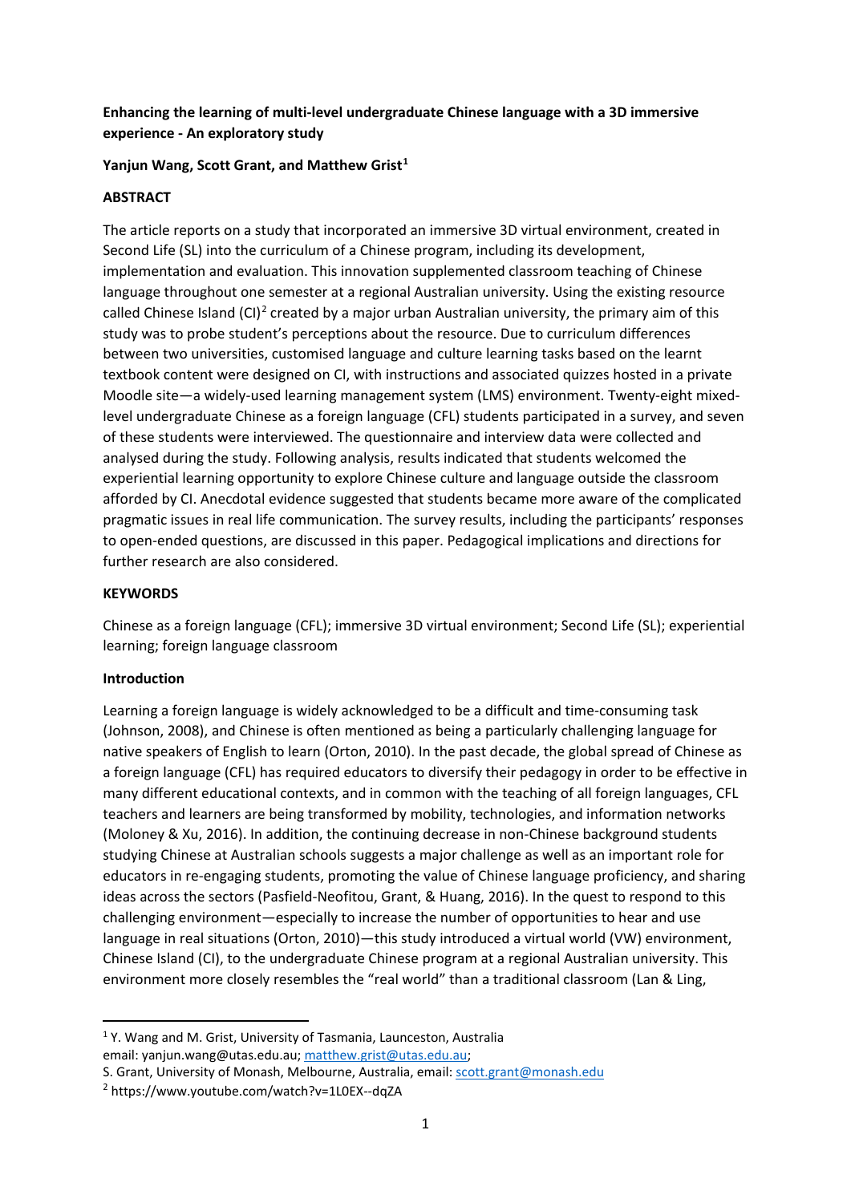**Enhancing the learning of multi-level undergraduate Chinese language with a 3D immersive experience - An exploratory study**

**Yanjun Wang, Scott Grant, and Matthew Grist[1]**

**ABSTRACT**

The article reports on a study that incorporated an immersive 3D virtual environment, created in Second Life (SL) into the curriculum of a Chinese program, including its development, implementation and evaluation. This innovation supplemented classroom teaching of Chinese language throughout one semester at a regional Australian university. Using the existing resource called Chinese Island (CI)[2] created by a major urban Australian university, the primary aim of this study was to probe student's perceptions about the resource. Due to curriculum differences between two universities, customised language and culture learning tasks based on the learnt textbook content were designed on CI, with instructions and associated quizzes hosted in a private Moodle site—a widely-used learning management system (LMS) environment. Twenty-eight mixed-level undergraduate Chinese as a foreign language (CFL) students participated in a survey, and seven of these students were interviewed. The questionnaire and interview data were collected and analysed during the study. Following analysis, results indicated that students welcomed the experiential learning opportunity to explore Chinese culture and language outside the classroom afforded by CI. Anecdotal evidence suggested that students became more aware of the complicated pragmatic issues in real life communication. The survey results, including the participants' responses to open-ended questions, are discussed in this paper. Pedagogical implications and directions for further research are also considered.

**KEYWORDS**

Chinese as a foreign language (CFL); immersive 3D virtual environment; Second Life (SL); experiential learning; foreign language classroom

**Introduction**

Learning a foreign language is widely acknowledged to be a difficult and time-consuming task (Johnson, 2008), and Chinese is often mentioned as being a particularly challenging language for native speakers of English to learn (Orton, 2010). In the past decade, the global spread of Chinese as a foreign language (CFL) has required educators to diversify their pedagogy in order to be effective in many different educational contexts, and in common with the teaching of all foreign languages, CFL teachers and learners are being transformed by mobility, technologies, and information networks (Moloney & Xu, 2016). In addition, the continuing decrease in non-Chinese background students studying Chinese at Australian schools suggests a major challenge as well as an important role for educators in re-engaging students, promoting the value of Chinese language proficiency, and sharing ideas across the sectors (Pasfield-Neofitou, Grant, & Huang, 2016). In the quest to respond to this challenging environment—especially to increase the number of opportunities to hear and use language in real situations (Orton, 2010)—this study introduced a virtual world (VW) environment, Chinese Island (CI), to the undergraduate Chinese program at a regional Australian university. This environment more closely resembles the "real world" than a traditional classroom (Lan & Ling,

---

[1] Y. Wang and M. Grist, University of Tasmania, Launceston, Australia
email: yanjun.wang@utas.edu.au; matthew.grist@utas.edu.au;
S. Grant, University of Monash, Melbourne, Australia, email: scott.grant@monash.edu

[2] https://www.youtube.com/watch?v=1L0EX--dqZA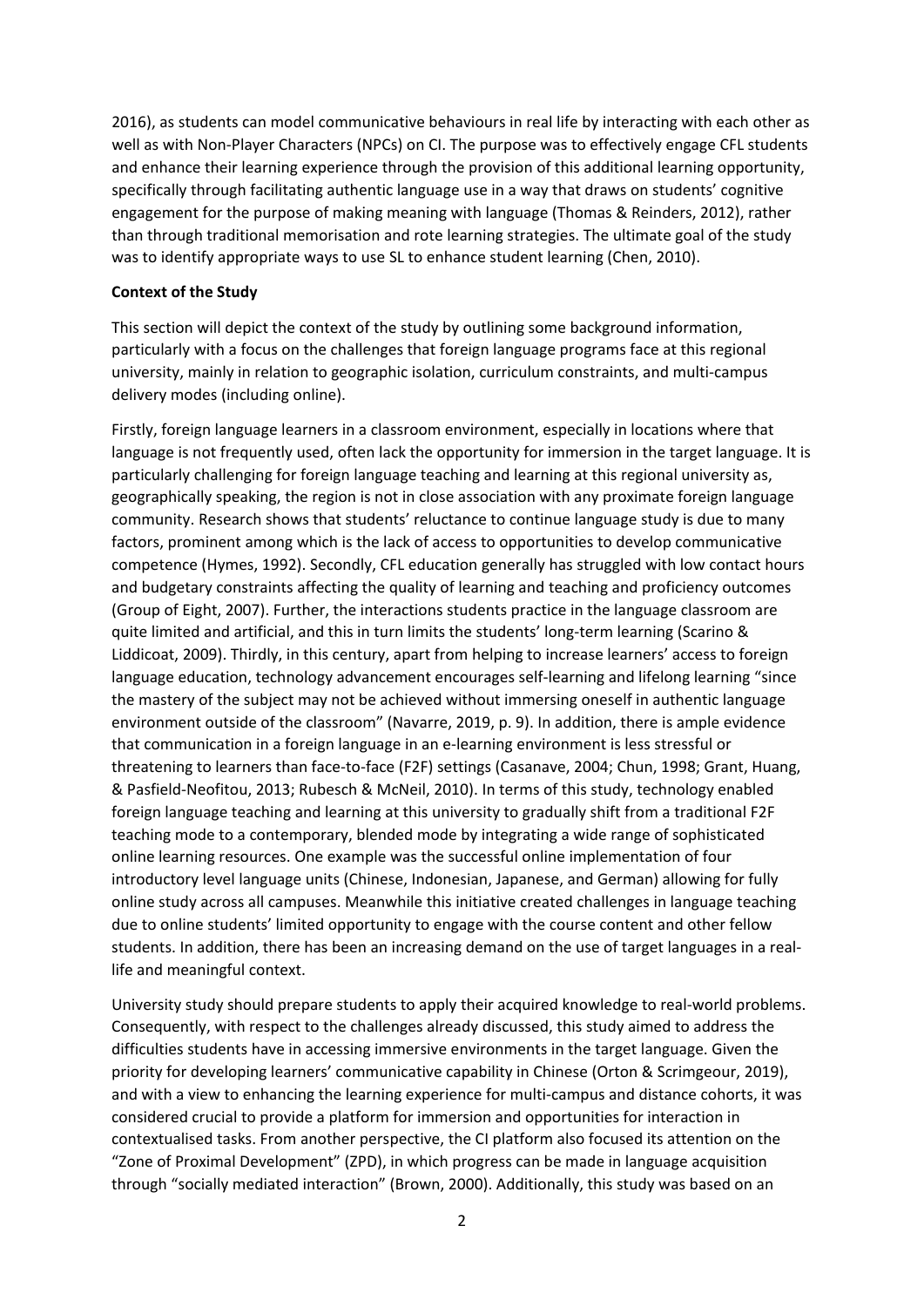2016), as students can model communicative behaviours in real life by interacting with each other as well as with Non-Player Characters (NPCs) on CI. The purpose was to effectively engage CFL students and enhance their learning experience through the provision of this additional learning opportunity, specifically through facilitating authentic language use in a way that draws on students' cognitive engagement for the purpose of making meaning with language (Thomas & Reinders, 2012), rather than through traditional memorisation and rote learning strategies. The ultimate goal of the study was to identify appropriate ways to use SL to enhance student learning (Chen, 2010).

**Context of the Study**

This section will depict the context of the study by outlining some background information, particularly with a focus on the challenges that foreign language programs face at this regional university, mainly in relation to geographic isolation, curriculum constraints, and multi-campus delivery modes (including online).

Firstly, foreign language learners in a classroom environment, especially in locations where that language is not frequently used, often lack the opportunity for immersion in the target language. It is particularly challenging for foreign language teaching and learning at this regional university as, geographically speaking, the region is not in close association with any proximate foreign language community. Research shows that students' reluctance to continue language study is due to many factors, prominent among which is the lack of access to opportunities to develop communicative competence (Hymes, 1992). Secondly, CFL education generally has struggled with low contact hours and budgetary constraints affecting the quality of learning and teaching and proficiency outcomes (Group of Eight, 2007). Further, the interactions students practice in the language classroom are quite limited and artificial, and this in turn limits the students' long-term learning (Scarino & Liddicoat, 2009). Thirdly, in this century, apart from helping to increase learners' access to foreign language education, technology advancement encourages self-learning and lifelong learning "since the mastery of the subject may not be achieved without immersing oneself in authentic language environment outside of the classroom" (Navarre, 2019, p. 9). In addition, there is ample evidence that communication in a foreign language in an e-learning environment is less stressful or threatening to learners than face-to-face (F2F) settings (Casanave, 2004; Chun, 1998; Grant, Huang, & Pasfield-Neofitou, 2013; Rubesch & McNeil, 2010). In terms of this study, technology enabled foreign language teaching and learning at this university to gradually shift from a traditional F2F teaching mode to a contemporary, blended mode by integrating a wide range of sophisticated online learning resources. One example was the successful online implementation of four introductory level language units (Chinese, Indonesian, Japanese, and German) allowing for fully online study across all campuses. Meanwhile this initiative created challenges in language teaching due to online students' limited opportunity to engage with the course content and other fellow students. In addition, there has been an increasing demand on the use of target languages in a real-life and meaningful context.

University study should prepare students to apply their acquired knowledge to real-world problems. Consequently, with respect to the challenges already discussed, this study aimed to address the difficulties students have in accessing immersive environments in the target language. Given the priority for developing learners' communicative capability in Chinese (Orton & Scrimgeour, 2019), and with a view to enhancing the learning experience for multi-campus and distance cohorts, it was considered crucial to provide a platform for immersion and opportunities for interaction in contextualised tasks. From another perspective, the CI platform also focused its attention on the "Zone of Proximal Development" (ZPD), in which progress can be made in language acquisition through "socially mediated interaction" (Brown, 2000). Additionally, this study was based on an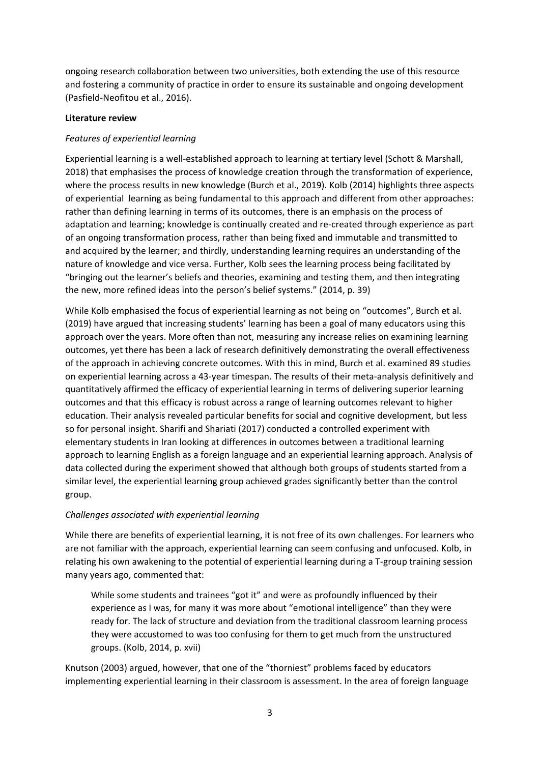ongoing research collaboration between two universities, both extending the use of this resource and fostering a community of practice in order to ensure its sustainable and ongoing development (Pasfield-Neofitou et al., 2016).

**Literature review**

*Features of experiential learning*

Experiential learning is a well-established approach to learning at tertiary level (Schott & Marshall, 2018) that emphasises the process of knowledge creation through the transformation of experience, where the process results in new knowledge (Burch et al., 2019). Kolb (2014) highlights three aspects of experiential learning as being fundamental to this approach and different from other approaches: rather than defining learning in terms of its outcomes, there is an emphasis on the process of adaptation and learning; knowledge is continually created and re-created through experience as part of an ongoing transformation process, rather than being fixed and immutable and transmitted to and acquired by the learner; and thirdly, understanding learning requires an understanding of the nature of knowledge and vice versa. Further, Kolb sees the learning process being facilitated by "bringing out the learner's beliefs and theories, examining and testing them, and then integrating the new, more refined ideas into the person's belief systems." (2014, p. 39)

While Kolb emphasised the focus of experiential learning as not being on "outcomes", Burch et al. (2019) have argued that increasing students' learning has been a goal of many educators using this approach over the years. More often than not, measuring any increase relies on examining learning outcomes, yet there has been a lack of research definitively demonstrating the overall effectiveness of the approach in achieving concrete outcomes. With this in mind, Burch et al. examined 89 studies on experiential learning across a 43-year timespan. The results of their meta-analysis definitively and quantitatively affirmed the efficacy of experiential learning in terms of delivering superior learning outcomes and that this efficacy is robust across a range of learning outcomes relevant to higher education. Their analysis revealed particular benefits for social and cognitive development, but less so for personal insight. Sharifi and Shariati (2017) conducted a controlled experiment with elementary students in Iran looking at differences in outcomes between a traditional learning approach to learning English as a foreign language and an experiential learning approach. Analysis of data collected during the experiment showed that although both groups of students started from a similar level, the experiential learning group achieved grades significantly better than the control group.

*Challenges associated with experiential learning*

While there are benefits of experiential learning, it is not free of its own challenges. For learners who are not familiar with the approach, experiential learning can seem confusing and unfocused. Kolb, in relating his own awakening to the potential of experiential learning during a T-group training session many years ago, commented that:

> While some students and trainees "got it" and were as profoundly influenced by their experience as I was, for many it was more about "emotional intelligence" than they were ready for. The lack of structure and deviation from the traditional classroom learning process they were accustomed to was too confusing for them to get much from the unstructured groups. (Kolb, 2014, p. xvii)

Knutson (2003) argued, however, that one of the "thorniest" problems faced by educators implementing experiential learning in their classroom is assessment. In the area of foreign language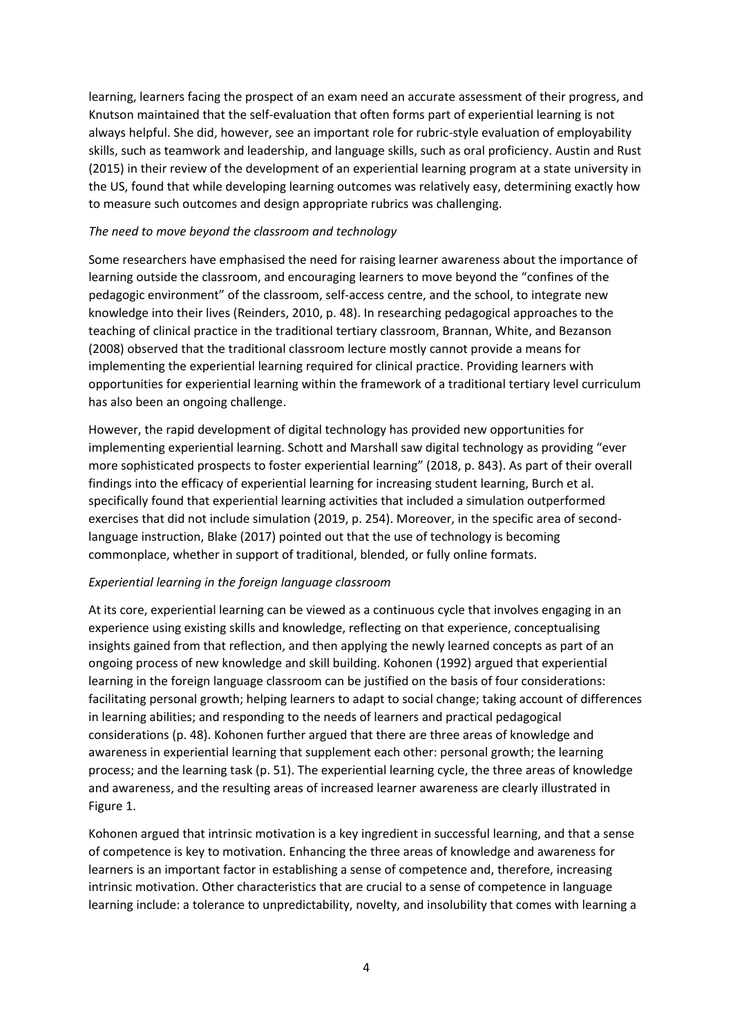learning, learners facing the prospect of an exam need an accurate assessment of their progress, and Knutson maintained that the self-evaluation that often forms part of experiential learning is not always helpful. She did, however, see an important role for rubric-style evaluation of employability skills, such as teamwork and leadership, and language skills, such as oral proficiency. Austin and Rust (2015) in their review of the development of an experiential learning program at a state university in the US, found that while developing learning outcomes was relatively easy, determining exactly how to measure such outcomes and design appropriate rubrics was challenging.

*The need to move beyond the classroom and technology*

Some researchers have emphasised the need for raising learner awareness about the importance of learning outside the classroom, and encouraging learners to move beyond the "confines of the pedagogic environment" of the classroom, self-access centre, and the school, to integrate new knowledge into their lives (Reinders, 2010, p. 48). In researching pedagogical approaches to the teaching of clinical practice in the traditional tertiary classroom, Brannan, White, and Bezanson (2008) observed that the traditional classroom lecture mostly cannot provide a means for implementing the experiential learning required for clinical practice. Providing learners with opportunities for experiential learning within the framework of a traditional tertiary level curriculum has also been an ongoing challenge.

However, the rapid development of digital technology has provided new opportunities for implementing experiential learning. Schott and Marshall saw digital technology as providing "ever more sophisticated prospects to foster experiential learning" (2018, p. 843). As part of their overall findings into the efficacy of experiential learning for increasing student learning, Burch et al. specifically found that experiential learning activities that included a simulation outperformed exercises that did not include simulation (2019, p. 254). Moreover, in the specific area of second-language instruction, Blake (2017) pointed out that the use of technology is becoming commonplace, whether in support of traditional, blended, or fully online formats.

*Experiential learning in the foreign language classroom*

At its core, experiential learning can be viewed as a continuous cycle that involves engaging in an experience using existing skills and knowledge, reflecting on that experience, conceptualising insights gained from that reflection, and then applying the newly learned concepts as part of an ongoing process of new knowledge and skill building. Kohonen (1992) argued that experiential learning in the foreign language classroom can be justified on the basis of four considerations: facilitating personal growth; helping learners to adapt to social change; taking account of differences in learning abilities; and responding to the needs of learners and practical pedagogical considerations (p. 48). Kohonen further argued that there are three areas of knowledge and awareness in experiential learning that supplement each other: personal growth; the learning process; and the learning task (p. 51). The experiential learning cycle, the three areas of knowledge and awareness, and the resulting areas of increased learner awareness are clearly illustrated in Figure 1.

Kohonen argued that intrinsic motivation is a key ingredient in successful learning, and that a sense of competence is key to motivation. Enhancing the three areas of knowledge and awareness for learners is an important factor in establishing a sense of competence and, therefore, increasing intrinsic motivation. Other characteristics that are crucial to a sense of competence in language learning include: a tolerance to unpredictability, novelty, and insolubility that comes with learning a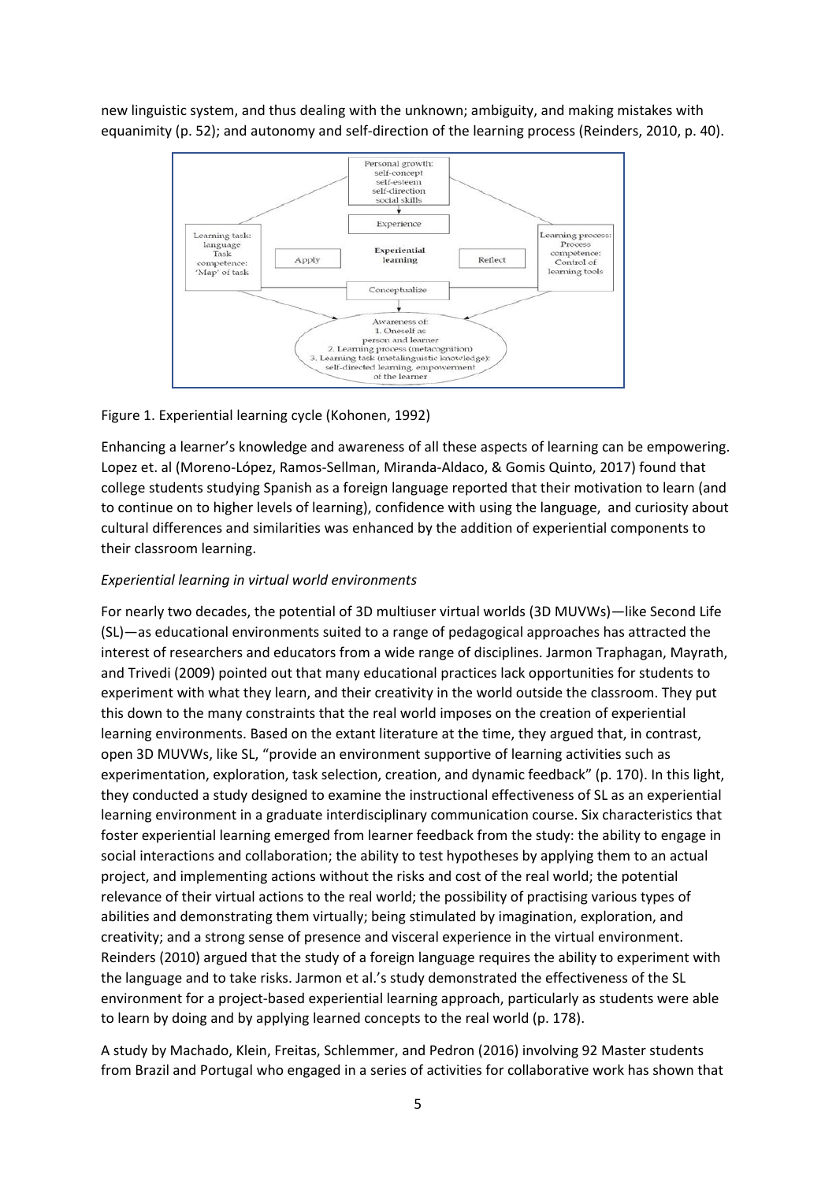new linguistic system, and thus dealing with the unknown; ambiguity, and making mistakes with equanimity (p. 52); and autonomy and self-direction of the learning process (Reinders, 2010, p. 40).

Figure 1. Experiential learning cycle (Kohonen, 1992)

Enhancing a learner's knowledge and awareness of all these aspects of learning can be empowering. Lopez et. al (Moreno-López, Ramos-Sellman, Miranda-Aldaco, & Gomis Quinto, 2017) found that college students studying Spanish as a foreign language reported that their motivation to learn (and to continue on to higher levels of learning), confidence with using the language, and curiosity about cultural differences and similarities was enhanced by the addition of experiential components to their classroom learning.

*Experiential learning in virtual world environments*

For nearly two decades, the potential of 3D multiuser virtual worlds (3D MUVWs)—like Second Life (SL)—as educational environments suited to a range of pedagogical approaches has attracted the interest of researchers and educators from a wide range of disciplines. Jarmon Traphagan, Mayrath, and Trivedi (2009) pointed out that many educational practices lack opportunities for students to experiment with what they learn, and their creativity in the world outside the classroom. They put this down to the many constraints that the real world imposes on the creation of experiential learning environments. Based on the extant literature at the time, they argued that, in contrast, open 3D MUVWs, like SL, "provide an environment supportive of learning activities such as experimentation, exploration, task selection, creation, and dynamic feedback" (p. 170). In this light, they conducted a study designed to examine the instructional effectiveness of SL as an experiential learning environment in a graduate interdisciplinary communication course. Six characteristics that foster experiential learning emerged from learner feedback from the study: the ability to engage in social interactions and collaboration; the ability to test hypotheses by applying them to an actual project, and implementing actions without the risks and cost of the real world; the potential relevance of their virtual actions to the real world; the possibility of practising various types of abilities and demonstrating them virtually; being stimulated by imagination, exploration, and creativity; and a strong sense of presence and visceral experience in the virtual environment. Reinders (2010) argued that the study of a foreign language requires the ability to experiment with the language and to take risks. Jarmon et al.'s study demonstrated the effectiveness of the SL environment for a project-based experiential learning approach, particularly as students were able to learn by doing and by applying learned concepts to the real world (p. 178).

A study by Machado, Klein, Freitas, Schlemmer, and Pedron (2016) involving 92 Master students from Brazil and Portugal who engaged in a series of activities for collaborative work has shown that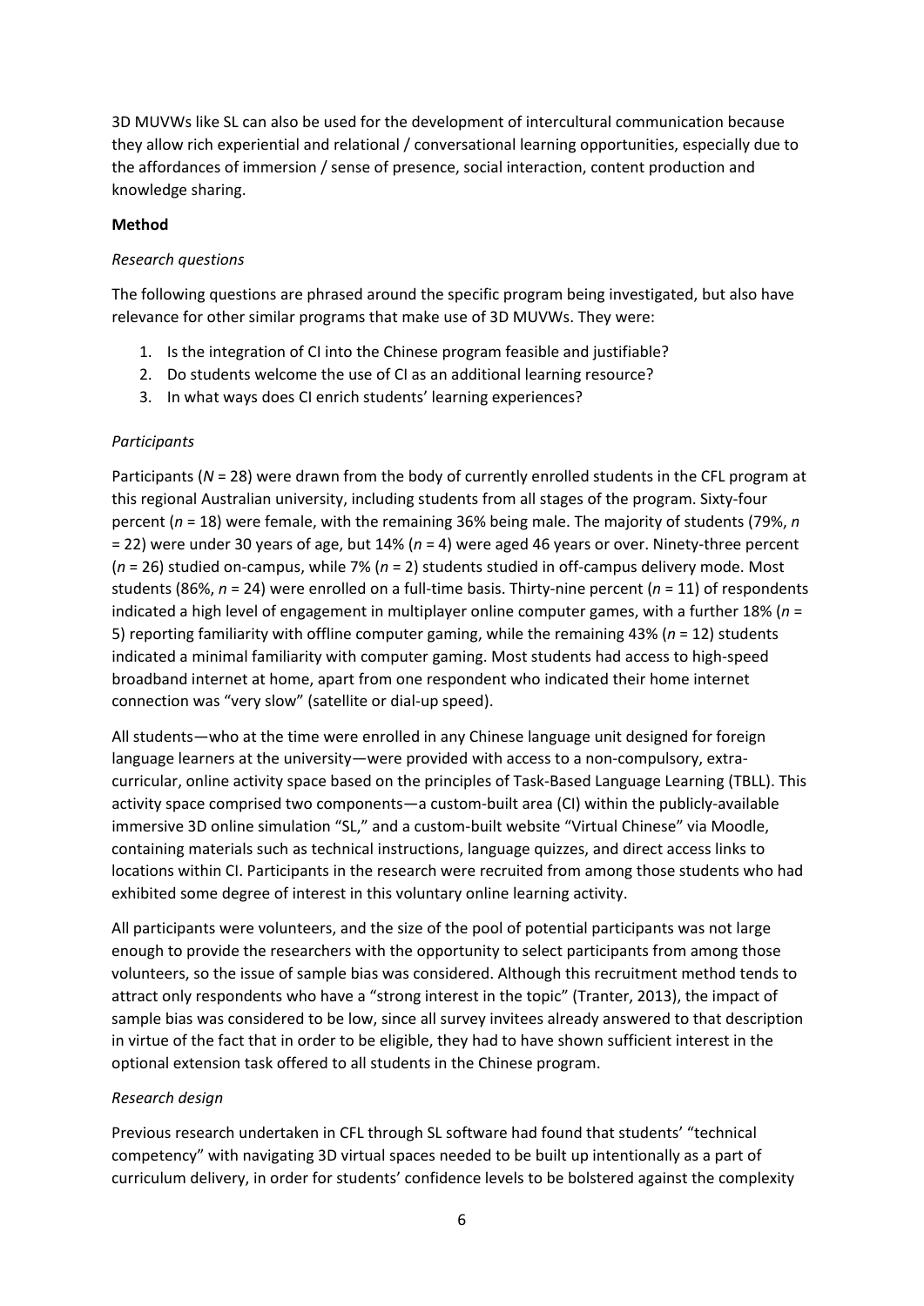3D MUVWs like SL can also be used for the development of intercultural communication because they allow rich experiential and relational / conversational learning opportunities, especially due to the affordances of immersion / sense of presence, social interaction, content production and knowledge sharing.

**Method**

*Research questions*

The following questions are phrased around the specific program being investigated, but also have relevance for other similar programs that make use of 3D MUVWs. They were:

1. Is the integration of CI into the Chinese program feasible and justifiable?
2. Do students welcome the use of CI as an additional learning resource?
3. In what ways does CI enrich students' learning experiences?

*Participants*

Participants ($N$ = 28) were drawn from the body of currently enrolled students in the CFL program at this regional Australian university, including students from all stages of the program. Sixty-four percent ($n$ = 18) were female, with the remaining 36% being male. The majority of students (79%, $n$ = 22) were under 30 years of age, but 14% ($n$ = 4) were aged 46 years or over. Ninety-three percent ($n$ = 26) studied on-campus, while 7% ($n$ = 2) students studied in off-campus delivery mode. Most students (86%, $n$ = 24) were enrolled on a full-time basis. Thirty-nine percent ($n$ = 11) of respondents indicated a high level of engagement in multiplayer online computer games, with a further 18% ($n$ = 5) reporting familiarity with offline computer gaming, while the remaining 43% ($n$ = 12) students indicated a minimal familiarity with computer gaming. Most students had access to high-speed broadband internet at home, apart from one respondent who indicated their home internet connection was "very slow" (satellite or dial-up speed).

All students—who at the time were enrolled in any Chinese language unit designed for foreign language learners at the university—were provided with access to a non-compulsory, extra-curricular, online activity space based on the principles of Task-Based Language Learning (TBLL). This activity space comprised two components—a custom-built area (CI) within the publicly-available immersive 3D online simulation "SL," and a custom-built website "Virtual Chinese" via Moodle, containing materials such as technical instructions, language quizzes, and direct access links to locations within CI. Participants in the research were recruited from among those students who had exhibited some degree of interest in this voluntary online learning activity.

All participants were volunteers, and the size of the pool of potential participants was not large enough to provide the researchers with the opportunity to select participants from among those volunteers, so the issue of sample bias was considered. Although this recruitment method tends to attract only respondents who have a "strong interest in the topic" (Tranter, 2013), the impact of sample bias was considered to be low, since all survey invitees already answered to that description in virtue of the fact that in order to be eligible, they had to have shown sufficient interest in the optional extension task offered to all students in the Chinese program.

*Research design*

Previous research undertaken in CFL through SL software had found that students' "technical competency" with navigating 3D virtual spaces needed to be built up intentionally as a part of curriculum delivery, in order for students' confidence levels to be bolstered against the complexity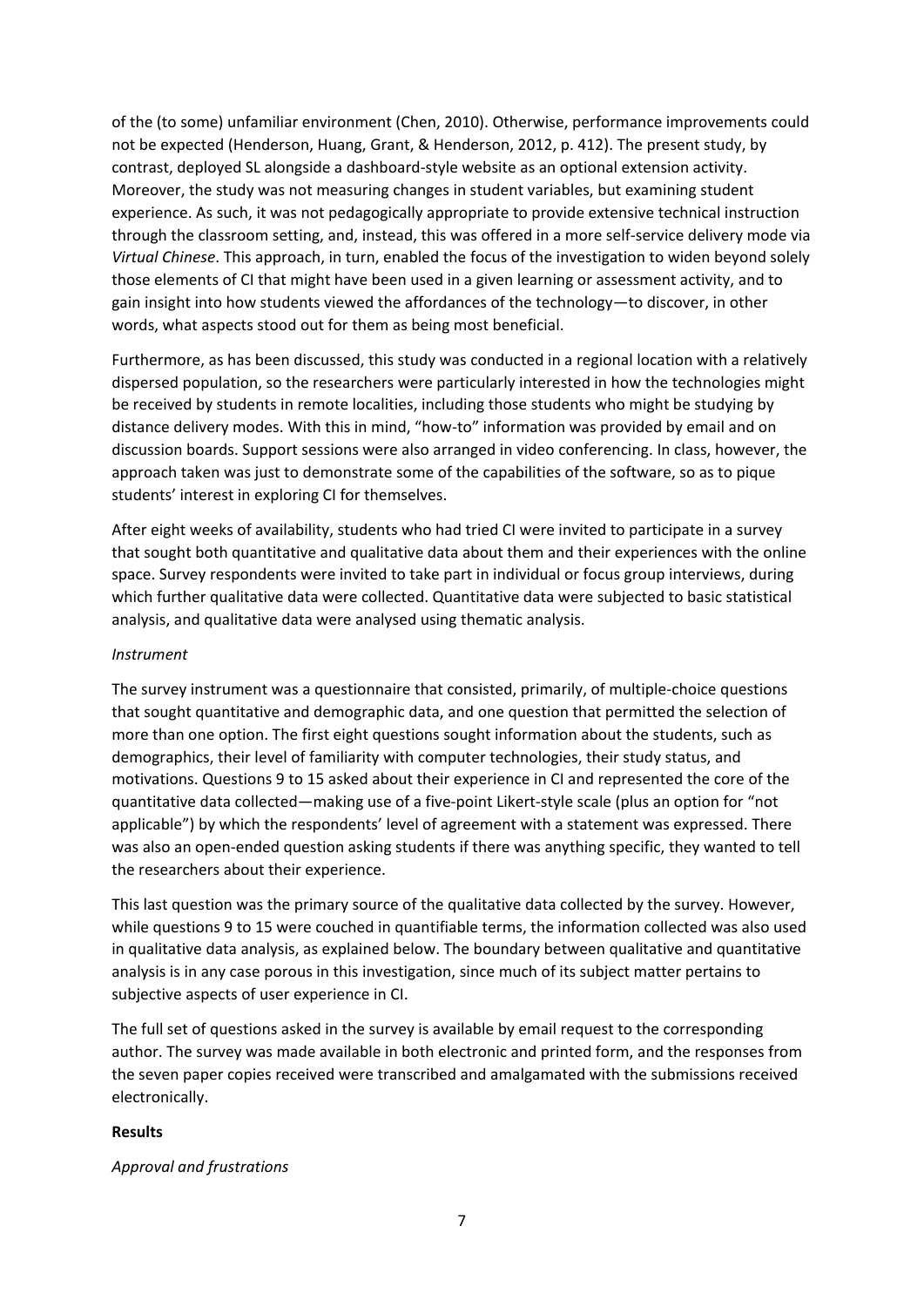of the (to some) unfamiliar environment (Chen, 2010). Otherwise, performance improvements could not be expected (Henderson, Huang, Grant, & Henderson, 2012, p. 412). The present study, by contrast, deployed SL alongside a dashboard-style website as an optional extension activity. Moreover, the study was not measuring changes in student variables, but examining student experience. As such, it was not pedagogically appropriate to provide extensive technical instruction through the classroom setting, and, instead, this was offered in a more self-service delivery mode via *Virtual Chinese*. This approach, in turn, enabled the focus of the investigation to widen beyond solely those elements of CI that might have been used in a given learning or assessment activity, and to gain insight into how students viewed the affordances of the technology—to discover, in other words, what aspects stood out for them as being most beneficial.

Furthermore, as has been discussed, this study was conducted in a regional location with a relatively dispersed population, so the researchers were particularly interested in how the technologies might be received by students in remote localities, including those students who might be studying by distance delivery modes. With this in mind, "how-to" information was provided by email and on discussion boards. Support sessions were also arranged in video conferencing. In class, however, the approach taken was just to demonstrate some of the capabilities of the software, so as to pique students' interest in exploring CI for themselves.

After eight weeks of availability, students who had tried CI were invited to participate in a survey that sought both quantitative and qualitative data about them and their experiences with the online space. Survey respondents were invited to take part in individual or focus group interviews, during which further qualitative data were collected. Quantitative data were subjected to basic statistical analysis, and qualitative data were analysed using thematic analysis.

*Instrument*

The survey instrument was a questionnaire that consisted, primarily, of multiple-choice questions that sought quantitative and demographic data, and one question that permitted the selection of more than one option. The first eight questions sought information about the students, such as demographics, their level of familiarity with computer technologies, their study status, and motivations. Questions 9 to 15 asked about their experience in CI and represented the core of the quantitative data collected—making use of a five-point Likert-style scale (plus an option for "not applicable") by which the respondents' level of agreement with a statement was expressed. There was also an open-ended question asking students if there was anything specific, they wanted to tell the researchers about their experience.

This last question was the primary source of the qualitative data collected by the survey. However, while questions 9 to 15 were couched in quantifiable terms, the information collected was also used in qualitative data analysis, as explained below. The boundary between qualitative and quantitative analysis is in any case porous in this investigation, since much of its subject matter pertains to subjective aspects of user experience in CI.

The full set of questions asked in the survey is available by email request to the corresponding author. The survey was made available in both electronic and printed form, and the responses from the seven paper copies received were transcribed and amalgamated with the submissions received electronically.

**Results**

*Approval and frustrations*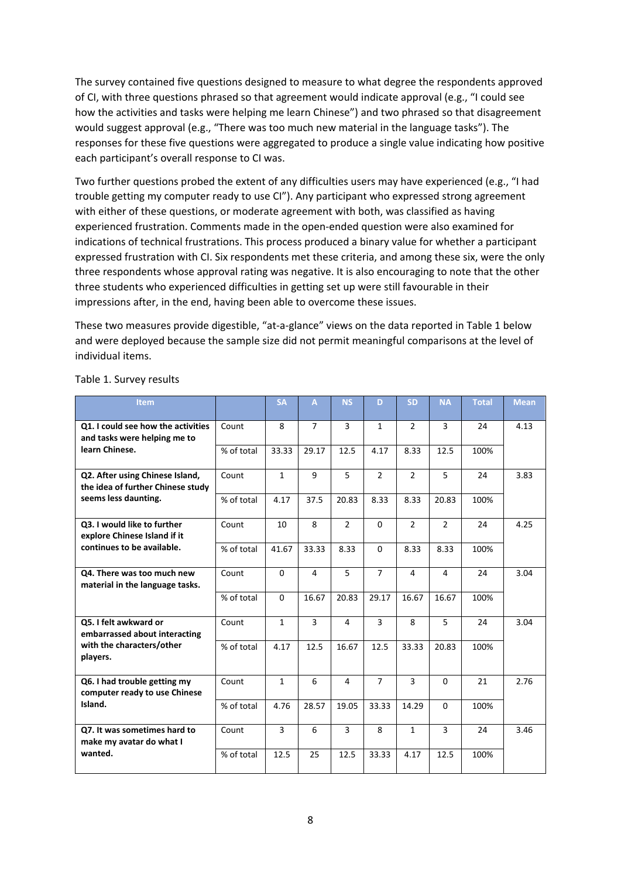The survey contained five questions designed to measure to what degree the respondents approved of CI, with three questions phrased so that agreement would indicate approval (e.g., "I could see how the activities and tasks were helping me learn Chinese") and two phrased so that disagreement would suggest approval (e.g., "There was too much new material in the language tasks"). The responses for these five questions were aggregated to produce a single value indicating how positive each participant's overall response to CI was.

Two further questions probed the extent of any difficulties users may have experienced (e.g., "I had trouble getting my computer ready to use CI"). Any participant who expressed strong agreement with either of these questions, or moderate agreement with both, was classified as having experienced frustration. Comments made in the open-ended question were also examined for indications of technical frustrations. This process produced a binary value for whether a participant expressed frustration with CI. Six respondents met these criteria, and among these six, were the only three respondents whose approval rating was negative. It is also encouraging to note that the other three students who experienced difficulties in getting set up were still favourable in their impressions after, in the end, having been able to overcome these issues.

These two measures provide digestible, "at-a-glance" views on the data reported in Table 1 below and were deployed because the sample size did not permit meaningful comparisons at the level of individual items.

Table 1. Survey results

| Item | | SA | A | NS | D | SD | NA | Total | Mean |
|---|---|---|---|---|---|---|---|---|---|
| **Q1. I could see how the activities and tasks were helping me to learn Chinese.** | Count | 8 | 7 | 3 | 1 | 2 | 3 | 24 | 4.13 |
| | % of total | 33.33 | 29.17 | 12.5 | 4.17 | 8.33 | 12.5 | 100% | |
| **Q2. After using Chinese Island, the idea of further Chinese study seems less daunting.** | Count | 1 | 9 | 5 | 2 | 2 | 5 | 24 | 3.83 |
| | % of total | 4.17 | 37.5 | 20.83 | 8.33 | 8.33 | 20.83 | 100% | |
| **Q3. I would like to further explore Chinese Island if it continues to be available.** | Count | 10 | 8 | 2 | 0 | 2 | 2 | 24 | 4.25 |
| | % of total | 41.67 | 33.33 | 8.33 | 0 | 8.33 | 8.33 | 100% | |
| **Q4. There was too much new material in the language tasks.** | Count | 0 | 4 | 5 | 7 | 4 | 4 | 24 | 3.04 |
| | % of total | 0 | 16.67 | 20.83 | 29.17 | 16.67 | 16.67 | 100% | |
| **Q5. I felt awkward or embarrassed about interacting with the characters/other players.** | Count | 1 | 3 | 4 | 3 | 8 | 5 | 24 | 3.04 |
| | % of total | 4.17 | 12.5 | 16.67 | 12.5 | 33.33 | 20.83 | 100% | |
| **Q6. I had trouble getting my computer ready to use Chinese Island.** | Count | 1 | 6 | 4 | 7 | 3 | 0 | 21 | 2.76 |
| | % of total | 4.76 | 28.57 | 19.05 | 33.33 | 14.29 | 0 | 100% | |
| **Q7. It was sometimes hard to make my avatar do what I wanted.** | Count | 3 | 6 | 3 | 8 | 1 | 3 | 24 | 3.46 |
| | % of total | 12.5 | 25 | 12.5 | 33.33 | 4.17 | 12.5 | 100% | |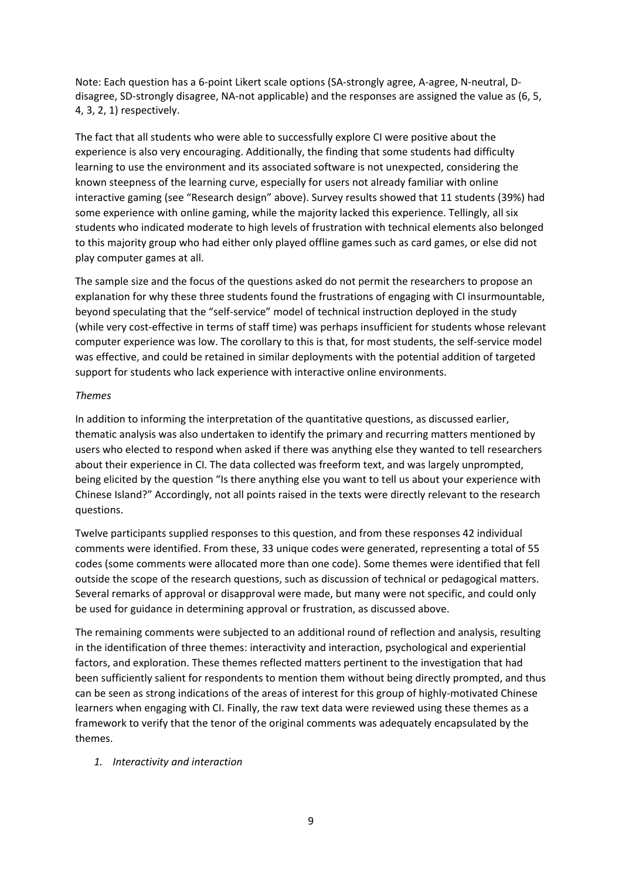Note: Each question has a 6-point Likert scale options (SA-strongly agree, A-agree, N-neutral, D-disagree, SD-strongly disagree, NA-not applicable) and the responses are assigned the value as (6, 5, 4, 3, 2, 1) respectively.

The fact that all students who were able to successfully explore CI were positive about the experience is also very encouraging. Additionally, the finding that some students had difficulty learning to use the environment and its associated software is not unexpected, considering the known steepness of the learning curve, especially for users not already familiar with online interactive gaming (see "Research design" above). Survey results showed that 11 students (39%) had some experience with online gaming, while the majority lacked this experience. Tellingly, all six students who indicated moderate to high levels of frustration with technical elements also belonged to this majority group who had either only played offline games such as card games, or else did not play computer games at all.

The sample size and the focus of the questions asked do not permit the researchers to propose an explanation for why these three students found the frustrations of engaging with CI insurmountable, beyond speculating that the "self-service" model of technical instruction deployed in the study (while very cost-effective in terms of staff time) was perhaps insufficient for students whose relevant computer experience was low. The corollary to this is that, for most students, the self-service model was effective, and could be retained in similar deployments with the potential addition of targeted support for students who lack experience with interactive online environments.

*Themes*

In addition to informing the interpretation of the quantitative questions, as discussed earlier, thematic analysis was also undertaken to identify the primary and recurring matters mentioned by users who elected to respond when asked if there was anything else they wanted to tell researchers about their experience in CI. The data collected was freeform text, and was largely unprompted, being elicited by the question "Is there anything else you want to tell us about your experience with Chinese Island?" Accordingly, not all points raised in the texts were directly relevant to the research questions.

Twelve participants supplied responses to this question, and from these responses 42 individual comments were identified. From these, 33 unique codes were generated, representing a total of 55 codes (some comments were allocated more than one code). Some themes were identified that fell outside the scope of the research questions, such as discussion of technical or pedagogical matters. Several remarks of approval or disapproval were made, but many were not specific, and could only be used for guidance in determining approval or frustration, as discussed above.

The remaining comments were subjected to an additional round of reflection and analysis, resulting in the identification of three themes: interactivity and interaction, psychological and experiential factors, and exploration. These themes reflected matters pertinent to the investigation that had been sufficiently salient for respondents to mention them without being directly prompted, and thus can be seen as strong indications of the areas of interest for this group of highly-motivated Chinese learners when engaging with CI. Finally, the raw text data were reviewed using these themes as a framework to verify that the tenor of the original comments was adequately encapsulated by the themes.

1. *Interactivity and interaction*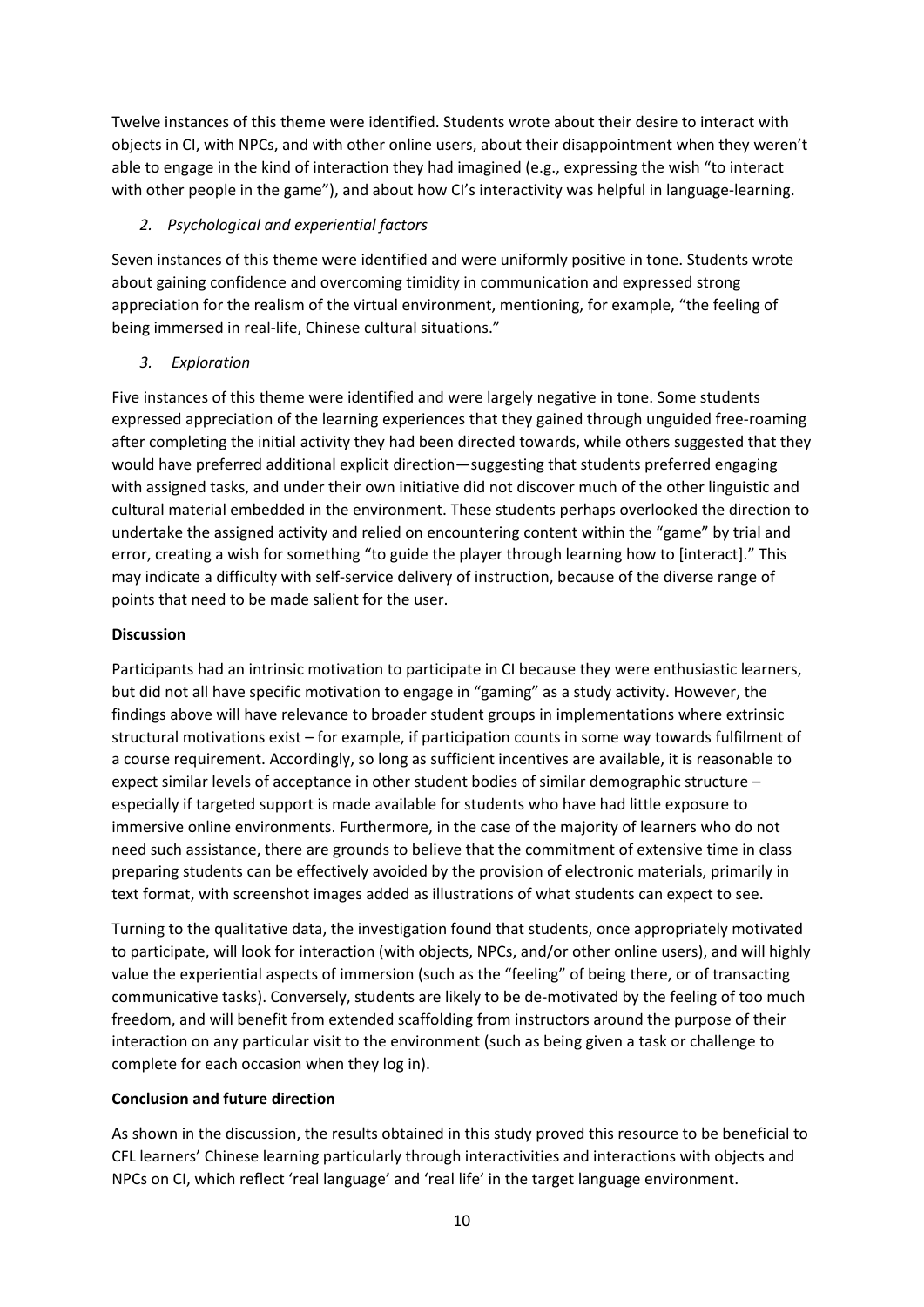Twelve instances of this theme were identified. Students wrote about their desire to interact with objects in CI, with NPCs, and with other online users, about their disappointment when they weren't able to engage in the kind of interaction they had imagined (e.g., expressing the wish "to interact with other people in the game"), and about how CI's interactivity was helpful in language-learning.

2. *Psychological and experiential factors*

Seven instances of this theme were identified and were uniformly positive in tone. Students wrote about gaining confidence and overcoming timidity in communication and expressed strong appreciation for the realism of the virtual environment, mentioning, for example, "the feeling of being immersed in real-life, Chinese cultural situations."

3. *Exploration*

Five instances of this theme were identified and were largely negative in tone. Some students expressed appreciation of the learning experiences that they gained through unguided free-roaming after completing the initial activity they had been directed towards, while others suggested that they would have preferred additional explicit direction—suggesting that students preferred engaging with assigned tasks, and under their own initiative did not discover much of the other linguistic and cultural material embedded in the environment. These students perhaps overlooked the direction to undertake the assigned activity and relied on encountering content within the "game" by trial and error, creating a wish for something "to guide the player through learning how to [interact]." This may indicate a difficulty with self-service delivery of instruction, because of the diverse range of points that need to be made salient for the user.

**Discussion**

Participants had an intrinsic motivation to participate in CI because they were enthusiastic learners, but did not all have specific motivation to engage in "gaming" as a study activity. However, the findings above will have relevance to broader student groups in implementations where extrinsic structural motivations exist – for example, if participation counts in some way towards fulfilment of a course requirement. Accordingly, so long as sufficient incentives are available, it is reasonable to expect similar levels of acceptance in other student bodies of similar demographic structure – especially if targeted support is made available for students who have had little exposure to immersive online environments. Furthermore, in the case of the majority of learners who do not need such assistance, there are grounds to believe that the commitment of extensive time in class preparing students can be effectively avoided by the provision of electronic materials, primarily in text format, with screenshot images added as illustrations of what students can expect to see.

Turning to the qualitative data, the investigation found that students, once appropriately motivated to participate, will look for interaction (with objects, NPCs, and/or other online users), and will highly value the experiential aspects of immersion (such as the "feeling" of being there, or of transacting communicative tasks). Conversely, students are likely to be de-motivated by the feeling of too much freedom, and will benefit from extended scaffolding from instructors around the purpose of their interaction on any particular visit to the environment (such as being given a task or challenge to complete for each occasion when they log in).

**Conclusion and future direction**

As shown in the discussion, the results obtained in this study proved this resource to be beneficial to CFL learners' Chinese learning particularly through interactivities and interactions with objects and NPCs on CI, which reflect 'real language' and 'real life' in the target language environment.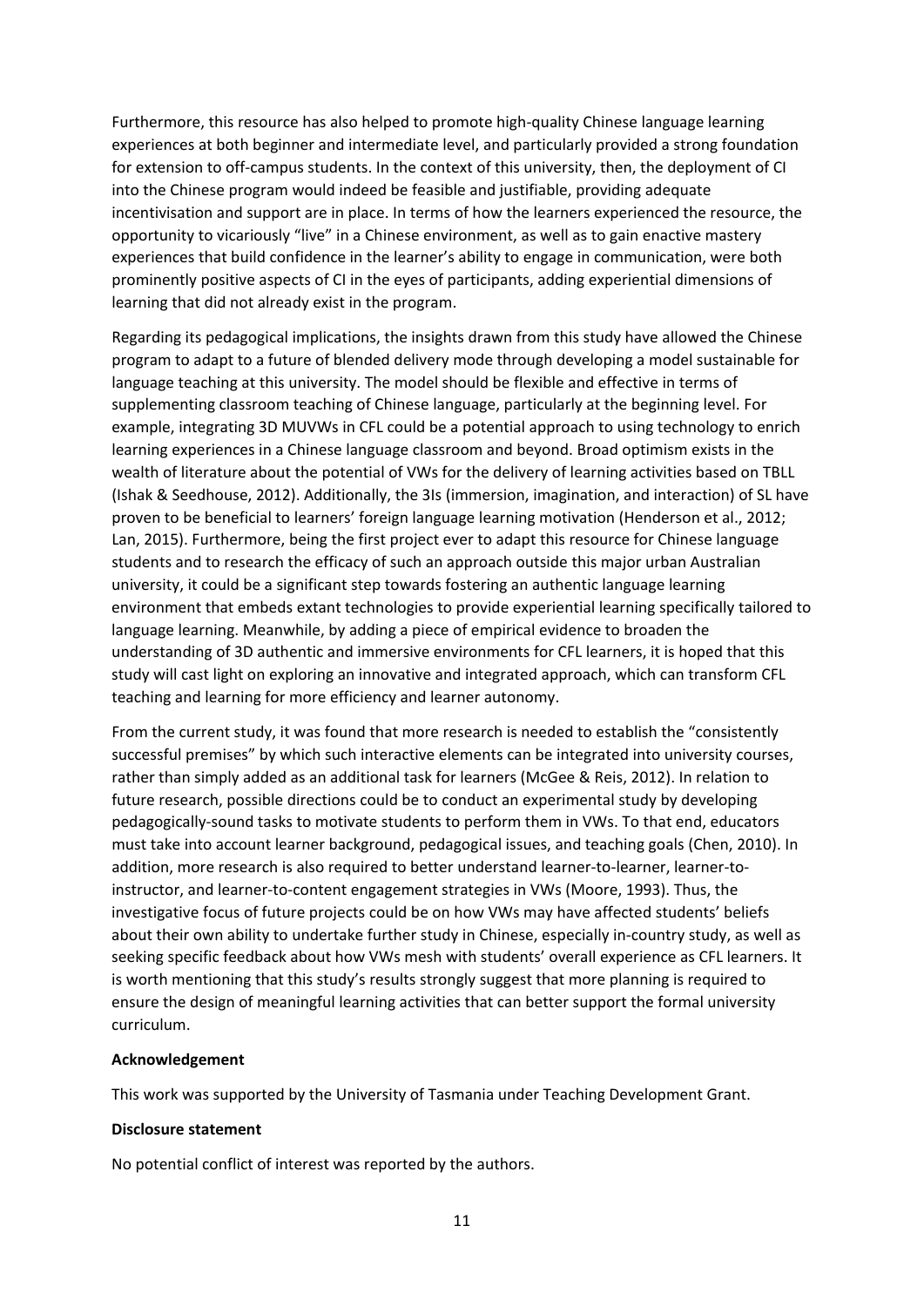Furthermore, this resource has also helped to promote high-quality Chinese language learning experiences at both beginner and intermediate level, and particularly provided a strong foundation for extension to off-campus students. In the context of this university, then, the deployment of CI into the Chinese program would indeed be feasible and justifiable, providing adequate incentivisation and support are in place. In terms of how the learners experienced the resource, the opportunity to vicariously "live" in a Chinese environment, as well as to gain enactive mastery experiences that build confidence in the learner's ability to engage in communication, were both prominently positive aspects of CI in the eyes of participants, adding experiential dimensions of learning that did not already exist in the program.

Regarding its pedagogical implications, the insights drawn from this study have allowed the Chinese program to adapt to a future of blended delivery mode through developing a model sustainable for language teaching at this university. The model should be flexible and effective in terms of supplementing classroom teaching of Chinese language, particularly at the beginning level. For example, integrating 3D MUVWs in CFL could be a potential approach to using technology to enrich learning experiences in a Chinese language classroom and beyond. Broad optimism exists in the wealth of literature about the potential of VWs for the delivery of learning activities based on TBLL (Ishak & Seedhouse, 2012). Additionally, the 3Is (immersion, imagination, and interaction) of SL have proven to be beneficial to learners' foreign language learning motivation (Henderson et al., 2012; Lan, 2015). Furthermore, being the first project ever to adapt this resource for Chinese language students and to research the efficacy of such an approach outside this major urban Australian university, it could be a significant step towards fostering an authentic language learning environment that embeds extant technologies to provide experiential learning specifically tailored to language learning. Meanwhile, by adding a piece of empirical evidence to broaden the understanding of 3D authentic and immersive environments for CFL learners, it is hoped that this study will cast light on exploring an innovative and integrated approach, which can transform CFL teaching and learning for more efficiency and learner autonomy.

From the current study, it was found that more research is needed to establish the "consistently successful premises" by which such interactive elements can be integrated into university courses, rather than simply added as an additional task for learners (McGee & Reis, 2012). In relation to future research, possible directions could be to conduct an experimental study by developing pedagogically-sound tasks to motivate students to perform them in VWs. To that end, educators must take into account learner background, pedagogical issues, and teaching goals (Chen, 2010). In addition, more research is also required to better understand learner-to-learner, learner-to-instructor, and learner-to-content engagement strategies in VWs (Moore, 1993). Thus, the investigative focus of future projects could be on how VWs may have affected students' beliefs about their own ability to undertake further study in Chinese, especially in-country study, as well as seeking specific feedback about how VWs mesh with students' overall experience as CFL learners. It is worth mentioning that this study's results strongly suggest that more planning is required to ensure the design of meaningful learning activities that can better support the formal university curriculum.

**Acknowledgement**

This work was supported by the University of Tasmania under Teaching Development Grant.

**Disclosure statement**

No potential conflict of interest was reported by the authors.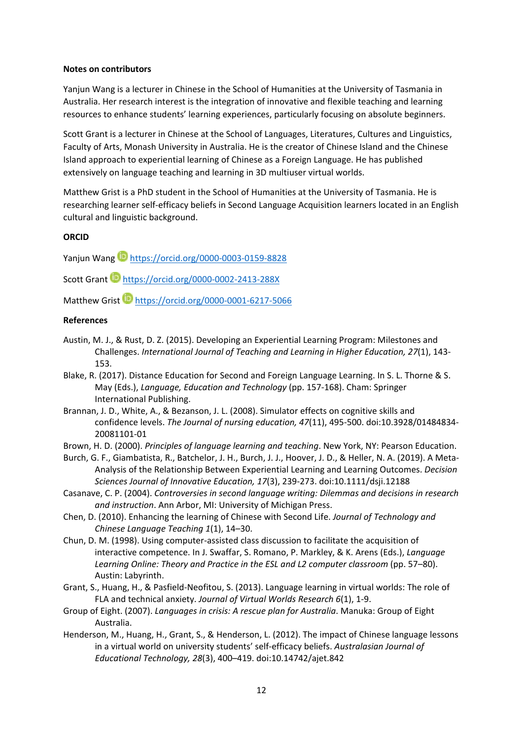**Notes on contributors**

Yanjun Wang is a lecturer in Chinese in the School of Humanities at the University of Tasmania in Australia. Her research interest is the integration of innovative and flexible teaching and learning resources to enhance students' learning experiences, particularly focusing on absolute beginners.

Scott Grant is a lecturer in Chinese at the School of Languages, Literatures, Cultures and Linguistics, Faculty of Arts, Monash University in Australia. He is the creator of Chinese Island and the Chinese Island approach to experiential learning of Chinese as a Foreign Language. He has published extensively on language teaching and learning in 3D multiuser virtual worlds.

Matthew Grist is a PhD student in the School of Humanities at the University of Tasmania. He is researching learner self-efficacy beliefs in Second Language Acquisition learners located in an English cultural and linguistic background.

**ORCID**

Yanjun Wang https://orcid.org/0000-0003-0159-8828

Scott Grant https://orcid.org/0000-0002-2413-288X

Matthew Grist https://orcid.org/0000-0001-6217-5066

**References**

Austin, M. J., & Rust, D. Z. (2015). Developing an Experiential Learning Program: Milestones and Challenges. *International Journal of Teaching and Learning in Higher Education, 27*(1), 143-153.

Blake, R. (2017). Distance Education for Second and Foreign Language Learning. In S. L. Thorne & S. May (Eds.), *Language, Education and Technology* (pp. 157-168). Cham: Springer International Publishing.

Brannan, J. D., White, A., & Bezanson, J. L. (2008). Simulator effects on cognitive skills and confidence levels. *The Journal of nursing education, 47*(11), 495-500. doi:10.3928/01484834-20081101-01

Brown, H. D. (2000). *Principles of language learning and teaching*. New York, NY: Pearson Education.

Burch, G. F., Giambatista, R., Batchelor, J. H., Burch, J. J., Hoover, J. D., & Heller, N. A. (2019). A Meta-Analysis of the Relationship Between Experiential Learning and Learning Outcomes. *Decision Sciences Journal of Innovative Education, 17*(3), 239-273. doi:10.1111/dsji.12188

Casanave, C. P. (2004). *Controversies in second language writing: Dilemmas and decisions in research and instruction*. Ann Arbor, MI: University of Michigan Press.

Chen, D. (2010). Enhancing the learning of Chinese with Second Life. *Journal of Technology and Chinese Language Teaching 1*(1), 14–30.

Chun, D. M. (1998). Using computer-assisted class discussion to facilitate the acquisition of interactive competence. In J. Swaffar, S. Romano, P. Markley, & K. Arens (Eds.), *Language Learning Online: Theory and Practice in the ESL and L2 computer classroom* (pp. 57–80). Austin: Labyrinth.

Grant, S., Huang, H., & Pasfield-Neofitou, S. (2013). Language learning in virtual worlds: The role of FLA and technical anxiety. *Journal of Virtual Worlds Research 6*(1), 1-9.

Group of Eight. (2007). *Languages in crisis: A rescue plan for Australia*. Manuka: Group of Eight Australia.

Henderson, M., Huang, H., Grant, S., & Henderson, L. (2012). The impact of Chinese language lessons in a virtual world on university students' self-efficacy beliefs. *Australasian Journal of Educational Technology, 28*(3), 400–419. doi:10.14742/ajet.842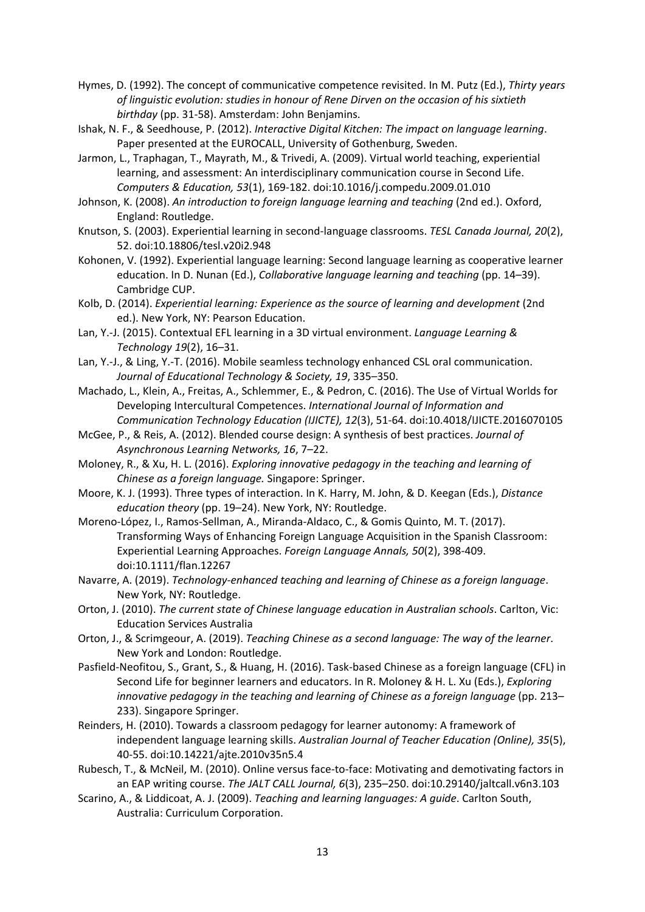Hymes, D. (1992). The concept of communicative competence revisited. In M. Putz (Ed.), *Thirty years of linguistic evolution: studies in honour of Rene Dirven on the occasion of his sixtieth birthday* (pp. 31-58). Amsterdam: John Benjamins.

Ishak, N. F., & Seedhouse, P. (2012). *Interactive Digital Kitchen: The impact on language learning*. Paper presented at the EUROCALL, University of Gothenburg, Sweden.

Jarmon, L., Traphagan, T., Mayrath, M., & Trivedi, A. (2009). Virtual world teaching, experiential learning, and assessment: An interdisciplinary communication course in Second Life. *Computers & Education, 53*(1), 169-182. doi:10.1016/j.compedu.2009.01.010

Johnson, K. (2008). *An introduction to foreign language learning and teaching* (2nd ed.). Oxford, England: Routledge.

Knutson, S. (2003). Experiential learning in second-language classrooms. *TESL Canada Journal, 20*(2), 52. doi:10.18806/tesl.v20i2.948

Kohonen, V. (1992). Experiential language learning: Second language learning as cooperative learner education. In D. Nunan (Ed.), *Collaborative language learning and teaching* (pp. 14–39). Cambridge CUP.

Kolb, D. (2014). *Experiential learning: Experience as the source of learning and development* (2nd ed.). New York, NY: Pearson Education.

Lan, Y.-J. (2015). Contextual EFL learning in a 3D virtual environment. *Language Learning & Technology 19*(2), 16–31.

Lan, Y.-J., & Ling, Y.-T. (2016). Mobile seamless technology enhanced CSL oral communication. *Journal of Educational Technology & Society, 19*, 335–350.

Machado, L., Klein, A., Freitas, A., Schlemmer, E., & Pedron, C. (2016). The Use of Virtual Worlds for Developing Intercultural Competences. *International Journal of Information and Communication Technology Education (IJICTE), 12*(3), 51-64. doi:10.4018/IJICTE.2016070105

McGee, P., & Reis, A. (2012). Blended course design: A synthesis of best practices. *Journal of Asynchronous Learning Networks, 16*, 7–22.

Moloney, R., & Xu, H. L. (2016). *Exploring innovative pedagogy in the teaching and learning of Chinese as a foreign language.* Singapore: Springer.

Moore, K. J. (1993). Three types of interaction. In K. Harry, M. John, & D. Keegan (Eds.), *Distance education theory* (pp. 19–24). New York, NY: Routledge.

Moreno-López, I., Ramos-Sellman, A., Miranda-Aldaco, C., & Gomis Quinto, M. T. (2017). Transforming Ways of Enhancing Foreign Language Acquisition in the Spanish Classroom: Experiential Learning Approaches. *Foreign Language Annals, 50*(2), 398-409. doi:10.1111/flan.12267

Navarre, A. (2019). *Technology-enhanced teaching and learning of Chinese as a foreign language*. New York, NY: Routledge.

Orton, J. (2010). *The current state of Chinese language education in Australian schools*. Carlton, Vic: Education Services Australia

Orton, J., & Scrimgeour, A. (2019). *Teaching Chinese as a second language: The way of the learner*. New York and London: Routledge.

Pasfield-Neofitou, S., Grant, S., & Huang, H. (2016). Task-based Chinese as a foreign language (CFL) in Second Life for beginner learners and educators. In R. Moloney & H. L. Xu (Eds.), *Exploring innovative pedagogy in the teaching and learning of Chinese as a foreign language* (pp. 213–233). Singapore Springer.

Reinders, H. (2010). Towards a classroom pedagogy for learner autonomy: A framework of independent language learning skills. *Australian Journal of Teacher Education (Online), 35*(5), 40-55. doi:10.14221/ajte.2010v35n5.4

Rubesch, T., & McNeil, M. (2010). Online versus face-to-face: Motivating and demotivating factors in an EAP writing course. *The JALT CALL Journal, 6*(3), 235–250. doi:10.29140/jaltcall.v6n3.103

Scarino, A., & Liddicoat, A. J. (2009). *Teaching and learning languages: A guide*. Carlton South, Australia: Curriculum Corporation.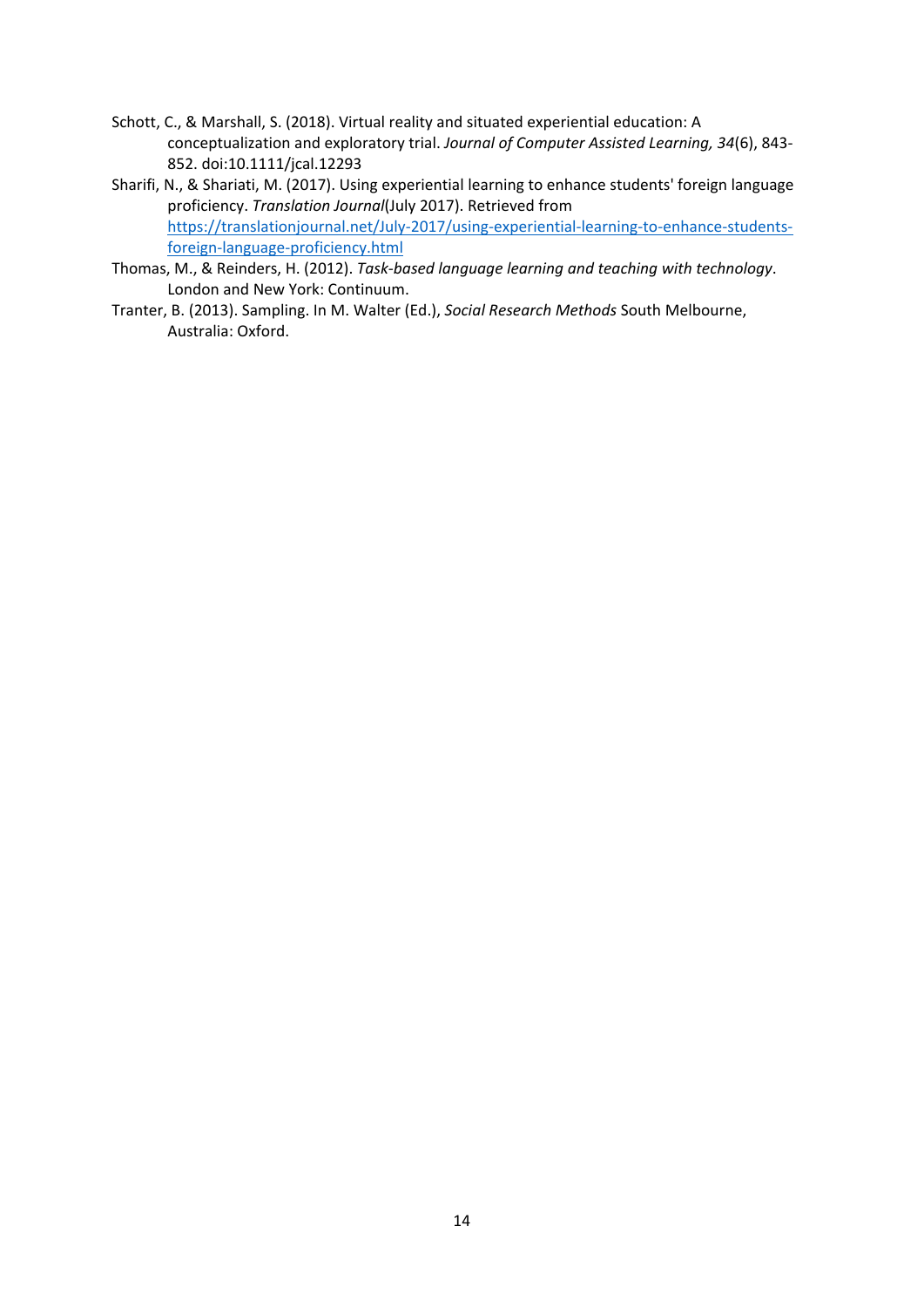Schott, C., & Marshall, S. (2018). Virtual reality and situated experiential education: A conceptualization and exploratory trial. *Journal of Computer Assisted Learning, 34*(6), 843-852. doi:10.1111/jcal.12293

Sharifi, N., & Shariati, M. (2017). Using experiential learning to enhance students' foreign language proficiency. *Translation Journal*(July 2017). Retrieved from https://translationjournal.net/July-2017/using-experiential-learning-to-enhance-students-foreign-language-proficiency.html

Thomas, M., & Reinders, H. (2012). *Task-based language learning and teaching with technology*. London and New York: Continuum.

Tranter, B. (2013). Sampling. In M. Walter (Ed.), *Social Research Methods* South Melbourne, Australia: Oxford.